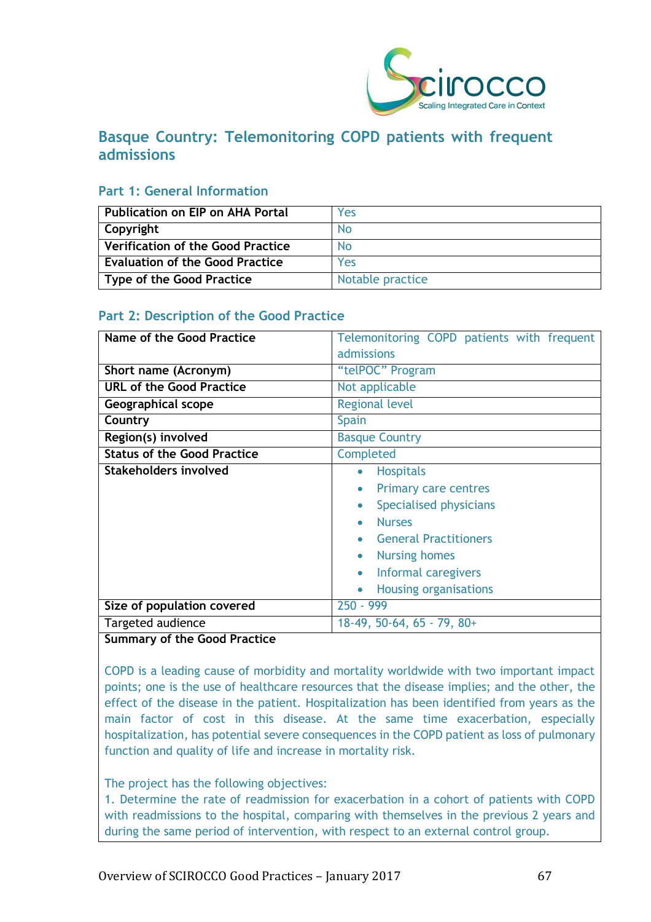## Basque Country: Telemonitoring COPD patients with frequent admissions

### Part 1: General Information

| | |
|---|---|
| **Publication on EIP on AHA Portal** | Yes |
| **Copyright** | No |
| **Verification of the Good Practice** | No |
| **Evaluation of the Good Practice** | Yes |
| **Type of the Good Practice** | Notable practice |

### Part 2: Description of the Good Practice

| | |
|---|---|
| **Name of the Good Practice** | Telemonitoring COPD patients with frequent admissions |
| **Short name (Acronym)** | "telPOC" Program |
| **URL of the Good Practice** | Not applicable |
| **Geographical scope** | Regional level |
| **Country** | Spain |
| **Region(s) involved** | Basque Country |
| **Status of the Good Practice** | Completed |
| **Stakeholders involved** | • Hospitals<br>• Primary care centres<br>• Specialised physicians<br>• Nurses<br>• General Practitioners<br>• Nursing homes<br>• Informal caregivers<br>• Housing organisations |
| **Size of population covered** | 250 - 999 |
| Targeted audience | 18-49, 50-64, 65 - 79, 80+ |

**Summary of the Good Practice**

COPD is a leading cause of morbidity and mortality worldwide with two important impact points; one is the use of healthcare resources that the disease implies; and the other, the effect of the disease in the patient. Hospitalization has been identified from years as the main factor of cost in this disease. At the same time exacerbation, especially hospitalization, has potential severe consequences in the COPD patient as loss of pulmonary function and quality of life and increase in mortality risk.

The project has the following objectives:
1. Determine the rate of readmission for exacerbation in a cohort of patients with COPD with readmissions to the hospital, comparing with themselves in the previous 2 years and during the same period of intervention, with respect to an external control group.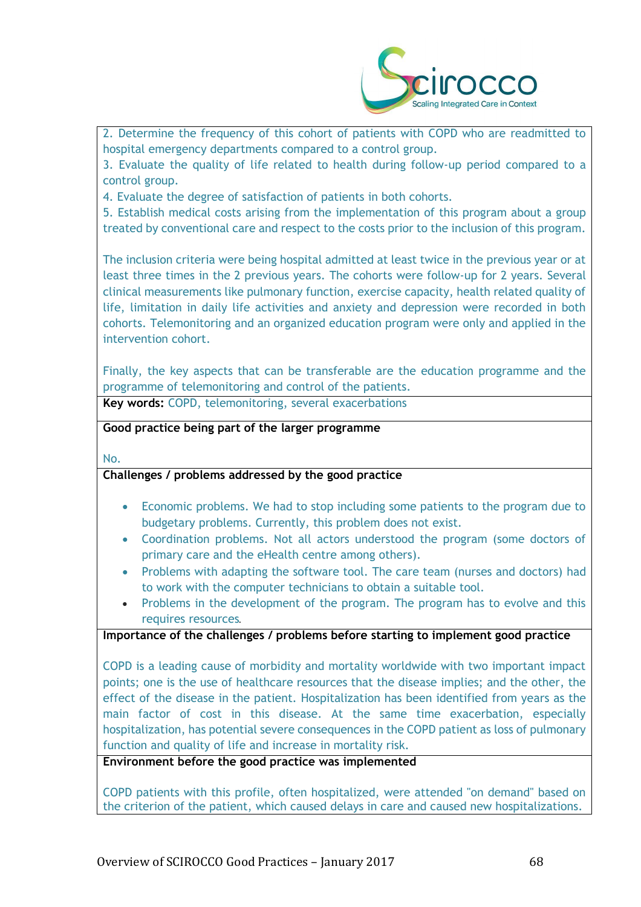2. Determine the frequency of this cohort of patients with COPD who are readmitted to hospital emergency departments compared to a control group.
3. Evaluate the quality of life related to health during follow-up period compared to a control group.
4. Evaluate the degree of satisfaction of patients in both cohorts.
5. Establish medical costs arising from the implementation of this program about a group treated by conventional care and respect to the costs prior to the inclusion of this program.

The inclusion criteria were being hospital admitted at least twice in the previous year or at least three times in the 2 previous years. The cohorts were follow-up for 2 years. Several clinical measurements like pulmonary function, exercise capacity, health related quality of life, limitation in daily life activities and anxiety and depression were recorded in both cohorts. Telemonitoring and an organized education program were only and applied in the intervention cohort.

Finally, the key aspects that can be transferable are the education programme and the programme of telemonitoring and control of the patients.

**Key words:** COPD, telemonitoring, several exacerbations

**Good practice being part of the larger programme**

No.

**Challenges / problems addressed by the good practice**

- Economic problems. We had to stop including some patients to the program due to budgetary problems. Currently, this problem does not exist.
- Coordination problems. Not all actors understood the program (some doctors of primary care and the eHealth centre among others).
- Problems with adapting the software tool. The care team (nurses and doctors) had to work with the computer technicians to obtain a suitable tool.
- Problems in the development of the program. The program has to evolve and this requires resources.

**Importance of the challenges / problems before starting to implement good practice**

COPD is a leading cause of morbidity and mortality worldwide with two important impact points; one is the use of healthcare resources that the disease implies; and the other, the effect of the disease in the patient. Hospitalization has been identified from years as the main factor of cost in this disease. At the same time exacerbation, especially hospitalization, has potential severe consequences in the COPD patient as loss of pulmonary function and quality of life and increase in mortality risk.

**Environment before the good practice was implemented**

COPD patients with this profile, often hospitalized, were attended "on demand" based on the criterion of the patient, which caused delays in care and caused new hospitalizations.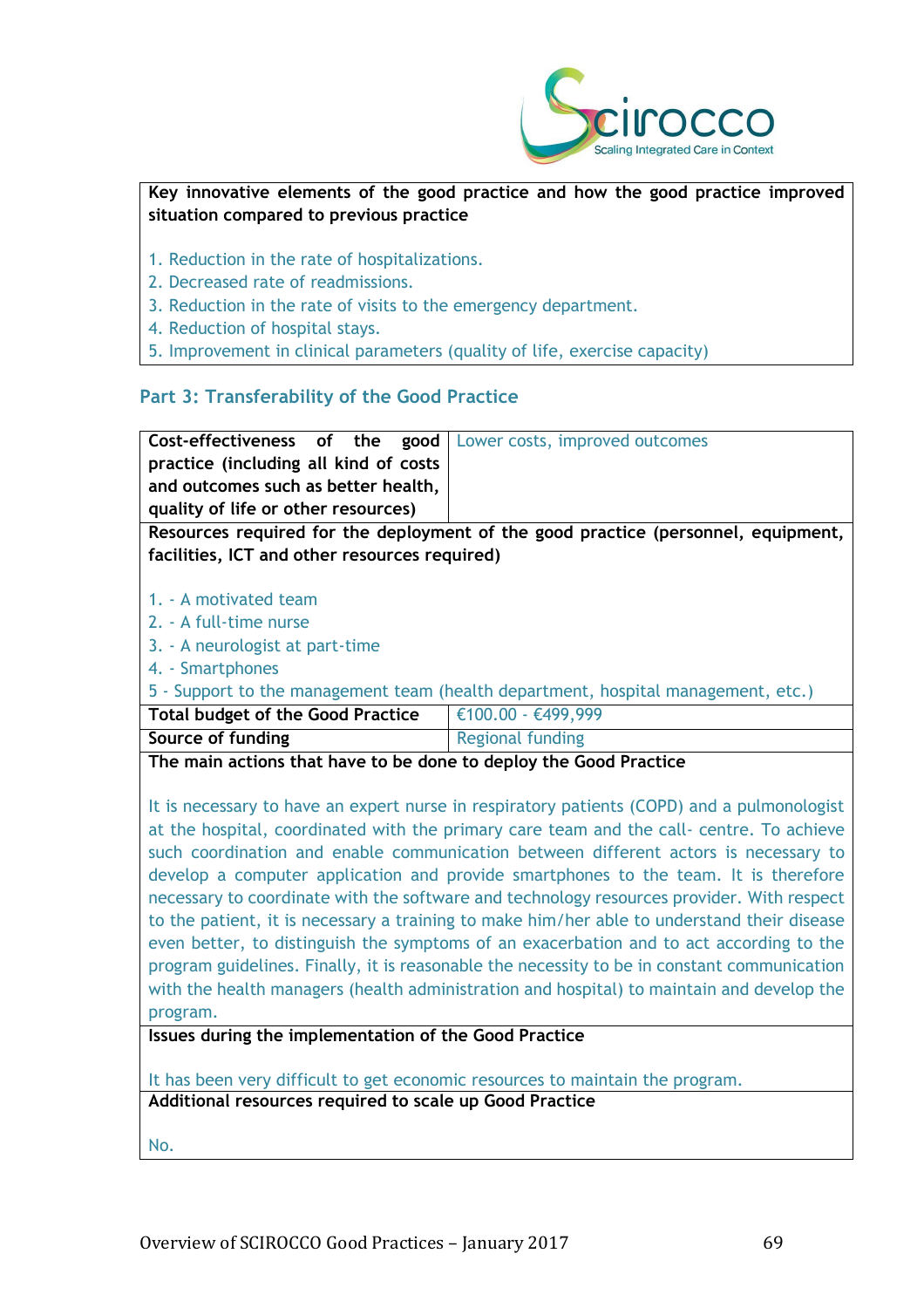**Key innovative elements of the good practice and how the good practice improved situation compared to previous practice**

1. Reduction in the rate of hospitalizations.
2. Decreased rate of readmissions.
3. Reduction in the rate of visits to the emergency department.
4. Reduction of hospital stays.
5. Improvement in clinical parameters (quality of life, exercise capacity)

## Part 3: Transferability of the Good Practice

| **Cost-effectiveness of the good practice (including all kind of costs and outcomes such as better health, quality of life or other resources)** | Lower costs, improved outcomes |
|---|---|

**Resources required for the deployment of the good practice (personnel, equipment, facilities, ICT and other resources required)**

1. - A motivated team
2. - A full-time nurse
3. - A neurologist at part-time
4. - Smartphones

5 - Support to the management team (health department, hospital management, etc.)

| **Total budget of the Good Practice** | €100.00 - €499,999 |
|---|---|
| **Source of funding** | Regional funding |

**The main actions that have to be done to deploy the Good Practice**

It is necessary to have an expert nurse in respiratory patients (COPD) and a pulmonologist at the hospital, coordinated with the primary care team and the call- centre. To achieve such coordination and enable communication between different actors is necessary to develop a computer application and provide smartphones to the team. It is therefore necessary to coordinate with the software and technology resources provider. With respect to the patient, it is necessary a training to make him/her able to understand their disease even better, to distinguish the symptoms of an exacerbation and to act according to the program guidelines. Finally, it is reasonable the necessity to be in constant communication with the health managers (health administration and hospital) to maintain and develop the program.

**Issues during the implementation of the Good Practice**

It has been very difficult to get economic resources to maintain the program.

**Additional resources required to scale up Good Practice**

No.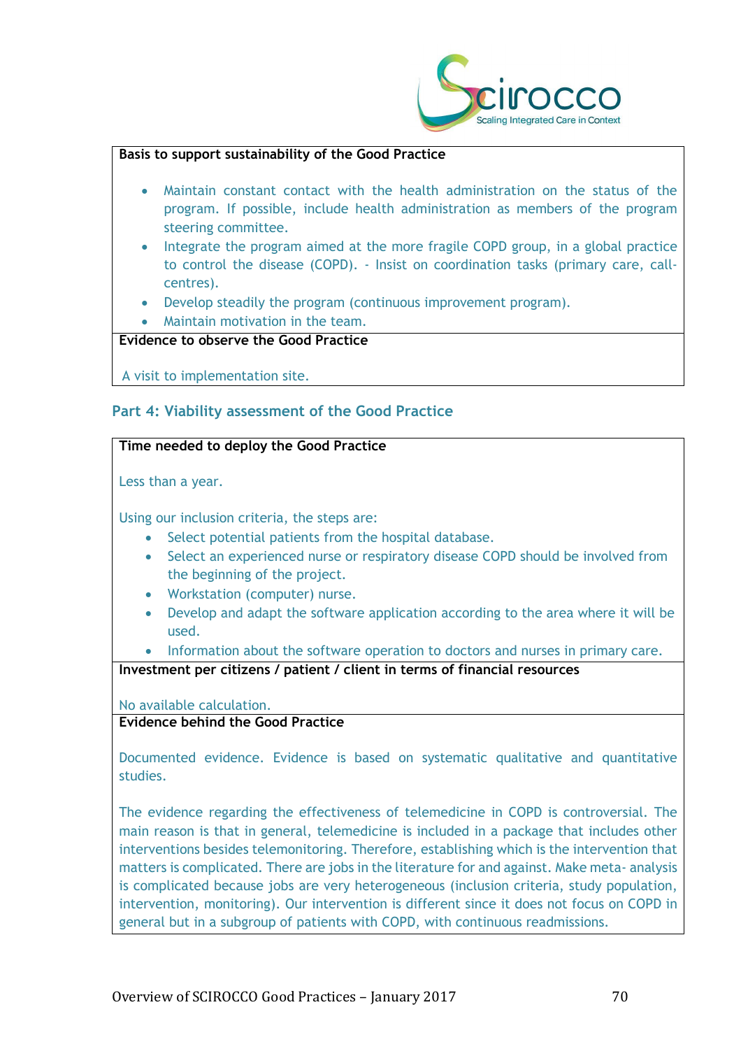**Basis to support sustainability of the Good Practice**

- Maintain constant contact with the health administration on the status of the program. If possible, include health administration as members of the program steering committee.
- Integrate the program aimed at the more fragile COPD group, in a global practice to control the disease (COPD). - Insist on coordination tasks (primary care, call-centres).
- Develop steadily the program (continuous improvement program).
- Maintain motivation in the team.

**Evidence to observe the Good Practice**

A visit to implementation site.

## Part 4: Viability assessment of the Good Practice

**Time needed to deploy the Good Practice**

Less than a year.

Using our inclusion criteria, the steps are:

- Select potential patients from the hospital database.
- Select an experienced nurse or respiratory disease COPD should be involved from the beginning of the project.
- Workstation (computer) nurse.
- Develop and adapt the software application according to the area where it will be used.
- Information about the software operation to doctors and nurses in primary care.

**Investment per citizens / patient / client in terms of financial resources**

No available calculation.

**Evidence behind the Good Practice**

Documented evidence. Evidence is based on systematic qualitative and quantitative studies.

The evidence regarding the effectiveness of telemedicine in COPD is controversial. The main reason is that in general, telemedicine is included in a package that includes other interventions besides telemonitoring. Therefore, establishing which is the intervention that matters is complicated. There are jobs in the literature for and against. Make meta- analysis is complicated because jobs are very heterogeneous (inclusion criteria, study population, intervention, monitoring). Our intervention is different since it does not focus on COPD in general but in a subgroup of patients with COPD, with continuous readmissions.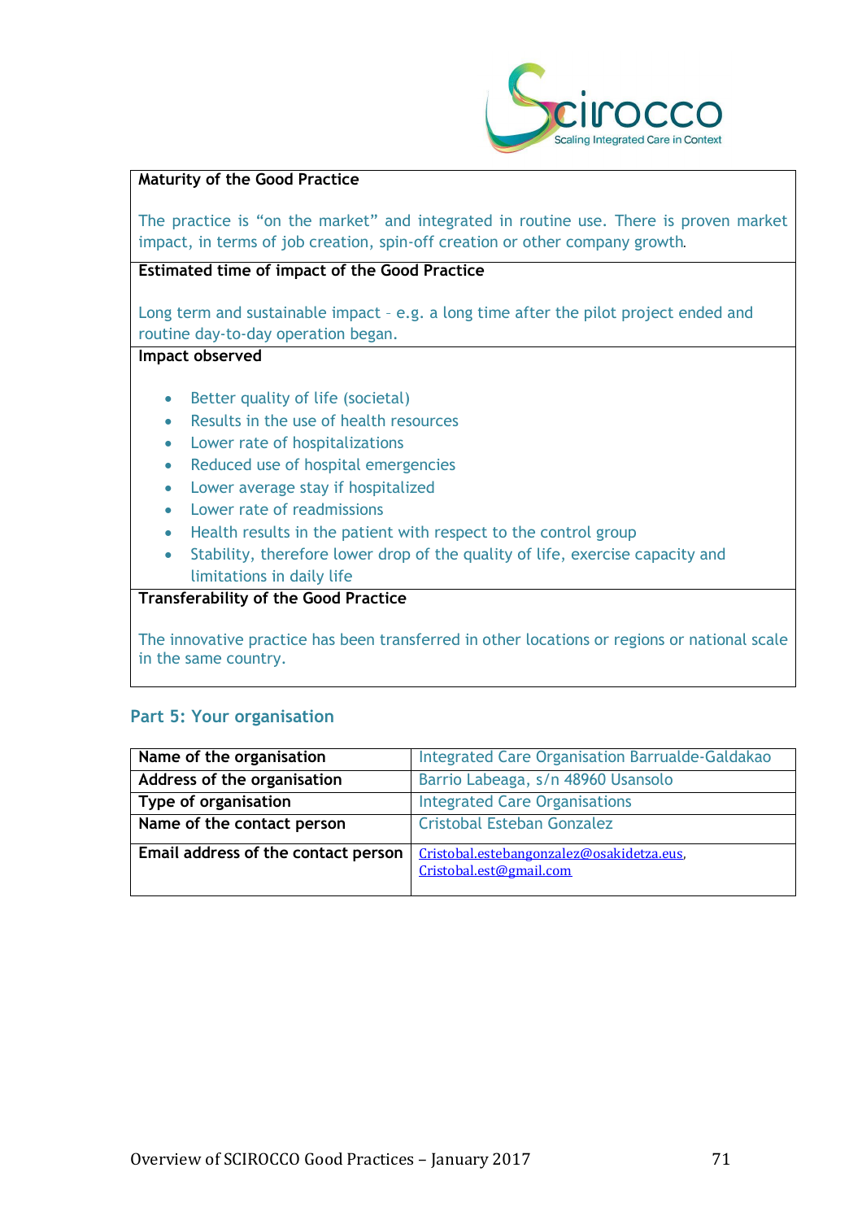**Maturity of the Good Practice**

The practice is "on the market" and integrated in routine use. There is proven market impact, in terms of job creation, spin-off creation or other company growth.

**Estimated time of impact of the Good Practice**

Long term and sustainable impact – e.g. a long time after the pilot project ended and routine day-to-day operation began.

**Impact observed**

- Better quality of life (societal)
- Results in the use of health resources
- Lower rate of hospitalizations
- Reduced use of hospital emergencies
- Lower average stay if hospitalized
- Lower rate of readmissions
- Health results in the patient with respect to the control group
- Stability, therefore lower drop of the quality of life, exercise capacity and limitations in daily life

**Transferability of the Good Practice**

The innovative practice has been transferred in other locations or regions or national scale in the same country.

## Part 5: Your organisation

| | |
|---|---|
| **Name of the organisation** | Integrated Care Organisation Barrualde-Galdakao |
| **Address of the organisation** | Barrio Labeaga, s/n 48960 Usansolo |
| **Type of organisation** | Integrated Care Organisations |
| **Name of the contact person** | Cristobal Esteban Gonzalez |
| **Email address of the contact person** | Cristobal.estebangonzalez@osakidetza.eus, Cristobal.est@gmail.com |